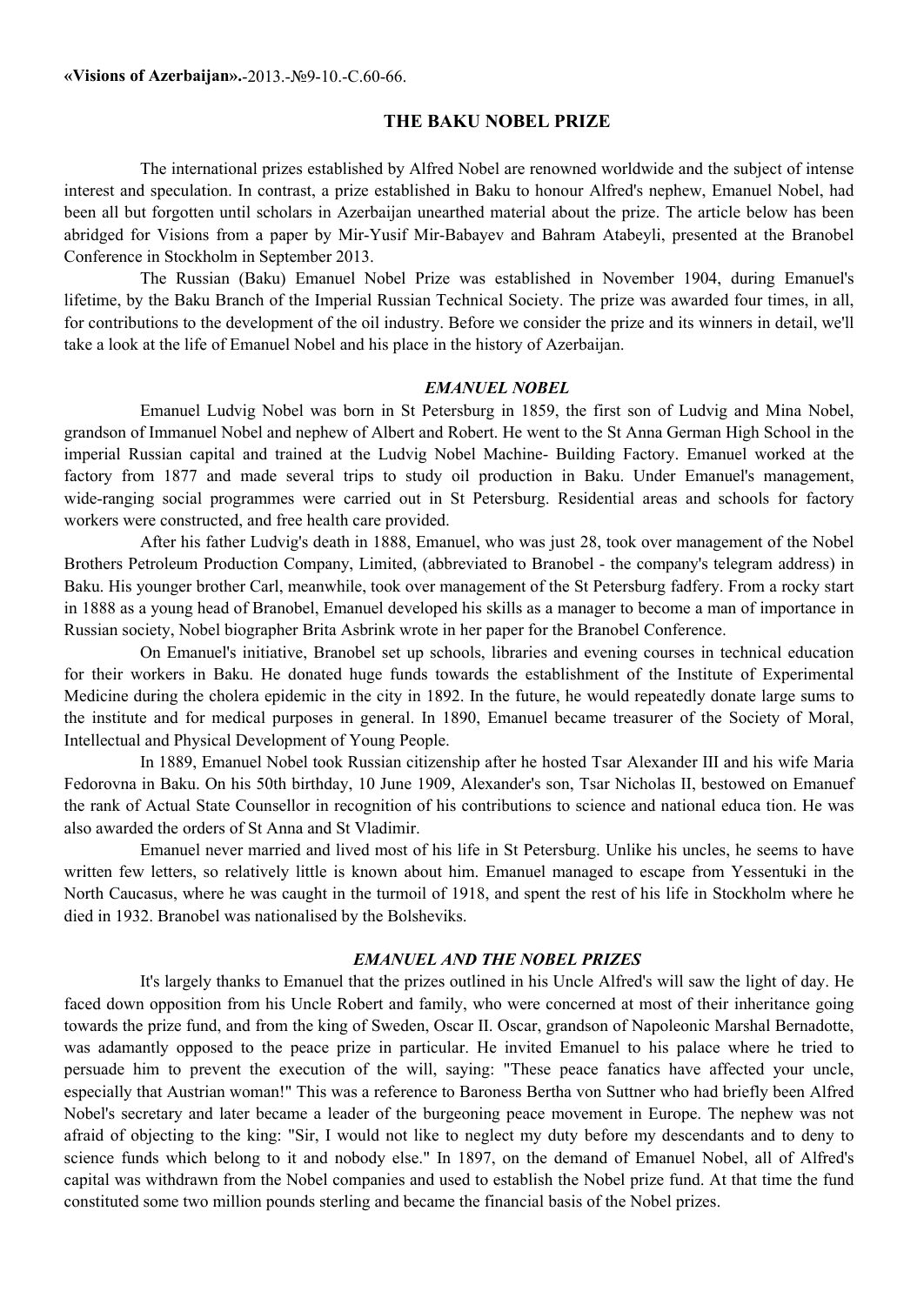**«Visions of Azerbaijan».**-2013.-№9-10.-С.60-66.

# THE BAKU NOBEL PRIZE

The international prizes established by Alfred Nobel are renowned worldwide and the subject of intense interest and speculation. In contrast, a prize established in Baku to honour Alfred's nephew, Emanuel Nobel, had been all but forgotten until scholars in Azerbaijan unearthed material about the prize. The article below has been abridged for Visions from a paper by Mir-Yusif Mir-Babayev and Bahram Atabeyli, presented at the Branobel Conference in Stockholm in September 2013.

The Russian (Baku) Emanuel Nobel Prize was established in November 1904, during Emanuel's lifetime, by the Baku Branch of the Imperial Russian Technical Society. The prize was awarded four times, in all, for contributions to the development of the oil industry. Before we consider the prize and its winners in detail, we'll take a look at the life of Emanuel Nobel and his place in the history of Azerbaijan.

## *EMANUEL NOBEL*

Emanuel Ludvig Nobel was born in St Petersburg in 1859, the first son of Ludvig and Mina Nobel, grandson of Immanuel Nobel and nephew of Albert and Robert. He went to the St Anna German High School in the imperial Russian capital and trained at the Ludvig Nobel Machine- Building Factory. Emanuel worked at the factory from 1877 and made several trips to study oil production in Baku. Under Emanuel's management, wide-ranging social programmes were carried out in St Petersburg. Residential areas and schools for factory workers were constructed, and free health care provided.

After his father Ludvig's death in 1888, Emanuel, who was just 28, took over management of the Nobel Brothers Petroleum Production Company, Limited, (abbreviated to Branobel - the company's telegram address) in Baku. His younger brother Carl, meanwhile, took over management of the St Petersburg fadfery. From a rocky start in 1888 as a young head of Branobel, Emanuel developed his skills as a manager to become a man of importance in Russian society, Nobel biographer Brita Asbrink wrote in her paper for the Branobel Conference.

On Emanuel's initiative, Branobel set up schools, libraries and evening courses in technical education for their workers in Baku. He donated huge funds towards the establishment of the Institute of Experimental Medicine during the cholera epidemic in the city in 1892. In the future, he would repeatedly donate large sums to the institute and for medical purposes in general. In 1890, Emanuel became treasurer of the Society of Moral, Intellectual and Physical Development of Young People.

In 1889, Emanuel Nobel took Russian citizenship after he hosted Tsar Alexander III and his wife Maria Fedorovna in Baku. On his 50th birthday, 10 June 1909, Alexander's son, Tsar Nicholas II, bestowed on Emanuef the rank of Actual State Counsellor in recognition of his contributions to science and national educa tion. He was also awarded the orders of St Anna and St Vladimir.

Emanuel never married and lived most of his life in St Petersburg. Unlike his uncles, he seems to have written few letters, so relatively little is known about him. Emanuel managed to escape from Yessentuki in the North Caucasus, where he was caught in the turmoil of 1918, and spent the rest of his life in Stockholm where he died in 1932. Branobel was nationalised by the Bolsheviks.

## *EMANUEL AND THE NOBEL PRIZES*

It's largely thanks to Emanuel that the prizes outlined in his Uncle Alfred's will saw the light of day. He faced down opposition from his Uncle Robert and family, who were concerned at most of their inheritance going towards the prize fund, and from the king of Sweden, Oscar II. Oscar, grandson of Napoleonic Marshal Bernadotte, was adamantly opposed to the peace prize in particular. He invited Emanuel to his palace where he tried to persuade him to prevent the execution of the will, saying: "These peace fanatics have affected your uncle, especially that Austrian woman!" This was a reference to Baroness Bertha von Suttner who had briefly been Alfred Nobel's secretary and later became a leader of the burgeoning peace movement in Europe. The nephew was not afraid of objecting to the king: "Sir, I would not like to neglect my duty before my descendants and to deny to science funds which belong to it and nobody else." In 1897, on the demand of Emanuel Nobel, all of Alfred's capital was withdrawn from the Nobel companies and used to establish the Nobel prize fund. At that time the fund constituted some two million pounds sterling and became the financial basis of the Nobel prizes.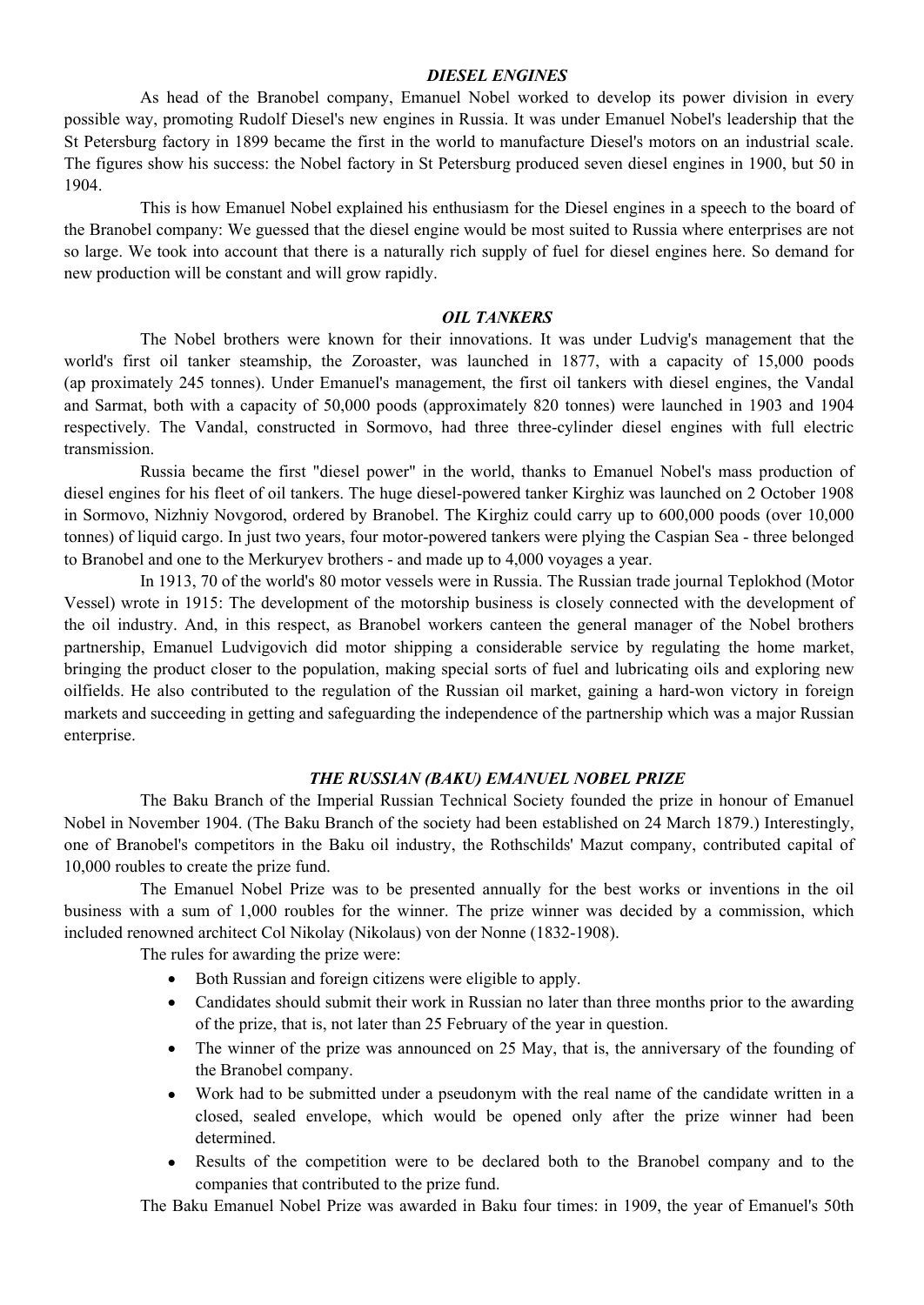### *DIESEL ENGINES*

As head of the Branobel company, Emanuel Nobel worked to develop its power division in every possible way, promoting Rudolf Diesel's new engines in Russia. It was under Emanuel Nobel's leadership that the St Petersburg factory in 1899 became the first in the world to manufacture Diesel's motors on an industrial scale. The figures show his success: the Nobel factory in St Petersburg produced seven diesel engines in 1900, but 50 in 1904.

This is how Emanuel Nobel explained his enthusiasm for the Diesel engines in a speech to the board of the Branobel company: We guessed that the diesel engine would be most suited to Russia where enterprises are not so large. We took into account that there is a naturally rich supply of fuel for diesel engines here. So demand for new production will be constant and will grow rapidly.

### *OIL TANKERS*

The Nobel brothers were known for their innovations. It was under Ludvig's management that the world's first oil tanker steamship, the Zoroaster, was launched in 1877, with a capacity of 15,000 poods (ap proximately 245 tonnes). Under Emanuel's management, the first oil tankers with diesel engines, the Vandal and Sarmat, both with a capacity of 50,000 poods (approximately 820 tonnes) were launched in 1903 and 1904 respectively. The Vandal, constructed in Sormovo, had three three-cylinder diesel engines with full electric transmission.

Russia became the first "diesel power" in the world, thanks to Emanuel Nobel's mass production of diesel engines for his fleet of oil tankers. The huge diesel-powered tanker Kirghiz was launched on 2 October 1908 in Sormovo, Nizhniy Novgorod, ordered by Branobel. The Kirghiz could carry up to 600,000 poods (over 10,000 tonnes) of liquid cargo. In just two years, four motor-powered tankers were plying the Caspian Sea - three belonged to Branobel and one to the Merkuryev brothers - and made up to 4,000 voyages a year.

In 1913, 70 of the world's 80 motor vessels were in Russia. The Russian trade journal Teplokhod (Motor Vessel) wrote in 1915: The development of the motorship business is closely connected with the development of the oil industry. And, in this respect, as Branobel workers canteen the general manager of the Nobel brothers partnership, Emanuel Ludvigovich did motor shipping a considerable service by regulating the home market, bringing the product closer to the population, making special sorts of fuel and lubricating oils and exploring new oilfields. He also contributed to the regulation of the Russian oil market, gaining a hard-won victory in foreign markets and succeeding in getting and safeguarding the independence of the partnership which was a major Russian enterprise.

### *THE RUSSIAN (BAKU) EMANUEL NOBEL PRIZE*

The Baku Branch of the Imperial Russian Technical Society founded the prize in honour of Emanuel Nobel in November 1904. (The Baku Branch of the society had been established on 24 March 1879.) Interestingly, one of Branobel's competitors in the Baku oil industry, the Rothschilds' Mazut company, contributed capital of 10,000 roubles to create the prize fund.

The Emanuel Nobel Prize was to be presented annually for the best works or inventions in the oil business with a sum of 1,000 roubles for the winner. The prize winner was decided by a commission, which included renowned architect Col Nikolay (Nikolaus) von der Nonne (1832-1908).

The rules for awarding the prize were:

- Both Russian and foreign citizens were eligible to apply.
- Candidates should submit their work in Russian no later than three months prior to the awarding of the prize, that is, not later than 25 February of the year in question.
- The winner of the prize was announced on 25 May, that is, the anniversary of the founding of the Branobel company.
- Work had to be submitted under a pseudonym with the real name of the candidate written in a closed, sealed envelope, which would be opened only after the prize winner had been determined.
- Results of the competition were to be declared both to the Branobel company and to the companies that contributed to the prize fund.

The Baku Emanuel Nobel Prize was awarded in Baku four times: in 1909, the year of Emanuel's 50th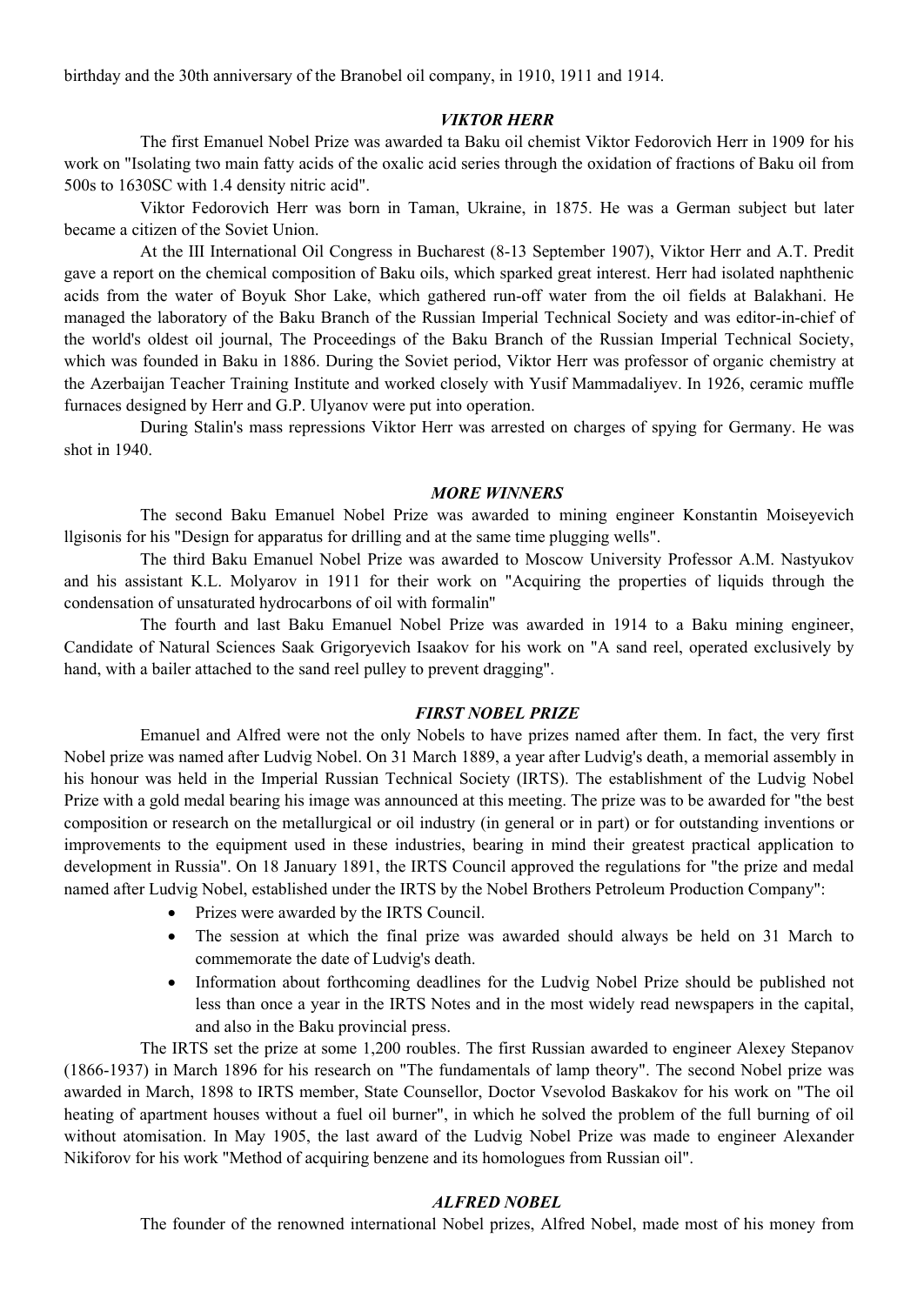birthday and the 30th anniversary of the Branobel oil company, in 1910, 1911 and 1914.

### *VIKTOR HERR*

The first Emanuel Nobel Prize was awarded ta Baku oil chemist Viktor Fedorovich Herr in 1909 for his work on "Isolating two main fatty acids of the oxalic acid series through the oxidation of fractions of Baku oil from 500s to 1630SC with 1.4 density nitric acid".

Viktor Fedorovich Herr was born in Taman, Ukraine, in 1875. He was a German subject but later became a citizen of the Soviet Union.

At the III International Oil Congress in Bucharest (8-13 September 1907), Viktor Herr and A.T. Predit gave a report on the chemical composition of Baku oils, which sparked great interest. Herr had isolated naphthenic acids from the water of Boyuk Shor Lake, which gathered run-off water from the oil fields at Balakhani. He managed the laboratory of the Baku Branch of the Russian Imperial Technical Society and was editor-in-chief of the world's oldest oil journal, The Proceedings of the Baku Branch of the Russian Imperial Technical Society, which was founded in Baku in 1886. During the Soviet period, Viktor Herr was professor of organic chemistry at the Azerbaijan Teacher Training Institute and worked closely with Yusif Mammadaliyev. In 1926, ceramic muffle furnaces designed by Herr and G.P. Ulyanov were put into operation.

During Stalin's mass repressions Viktor Herr was arrested on charges of spying for Germany. He was shot in 1940.

### *MORE WINNERS*

The second Baku Emanuel Nobel Prize was awarded to mining engineer Konstantin Moiseyevich llgisonis for his "Design for apparatus for drilling and at the same time plugging wells".

The third Baku Emanuel Nobel Prize was awarded to Moscow University Professor A.M. Nastyukov and his assistant K.L. Molyarov in 1911 for their work on "Acquiring the properties of liquids through the condensation of unsaturated hydrocarbons of oil with formalin"

The fourth and last Baku Emanuel Nobel Prize was awarded in 1914 to a Baku mining engineer, Candidate of Natural Sciences Saak Grigoryevich Isaakov for his work on "A sand reel, operated exclusively by hand, with a bailer attached to the sand reel pulley to prevent dragging".

### *FIRST NOBEL PRIZE*

Emanuel and Alfred were not the only Nobels to have prizes named after them. In fact, the very first Nobel prize was named after Ludvig Nobel. On 31 March 1889, a year after Ludvig's death, a memorial assembly in his honour was held in the Imperial Russian Technical Society (IRTS). The establishment of the Ludvig Nobel Prize with a gold medal bearing his image was announced at this meeting. The prize was to be awarded for "the best composition or research on the metallurgical or oil industry (in general or in part) or for outstanding inventions or improvements to the equipment used in these industries, bearing in mind their greatest practical application to development in Russia". On 18 January 1891, the IRTS Council approved the regulations for "the prize and medal named after Ludvig Nobel, established under the IRTS by the Nobel Brothers Petroleum Production Company":

- Prizes were awarded by the IRTS Council.
- The session at which the final prize was awarded should always be held on 31 March to commemorate the date of Ludvig's death.
- Information about forthcoming deadlines for the Ludvig Nobel Prize should be published not less than once a year in the IRTS Notes and in the most widely read newspapers in the capital, and also in the Baku provincial press.

The IRTS set the prize at some 1,200 roubles. The first Russian awarded to engineer Alexey Stepanov (1866-1937) in March 1896 for his research on "The fundamentals of lamp theory". The second Nobel prize was awarded in March, 1898 to IRTS member, State Counsellor, Doctor Vsevolod Baskakov for his work on "The oil heating of apartment houses without a fuel oil burner", in which he solved the problem of the full burning of oil without atomisation. In May 1905, the last award of the Ludvig Nobel Prize was made to engineer Alexander Nikiforov for his work "Method of acquiring benzene and its homologues from Russian oil".

### *ALFRED NOBEL*

The founder of the renowned international Nobel prizes, Alfred Nobel, made most of his money from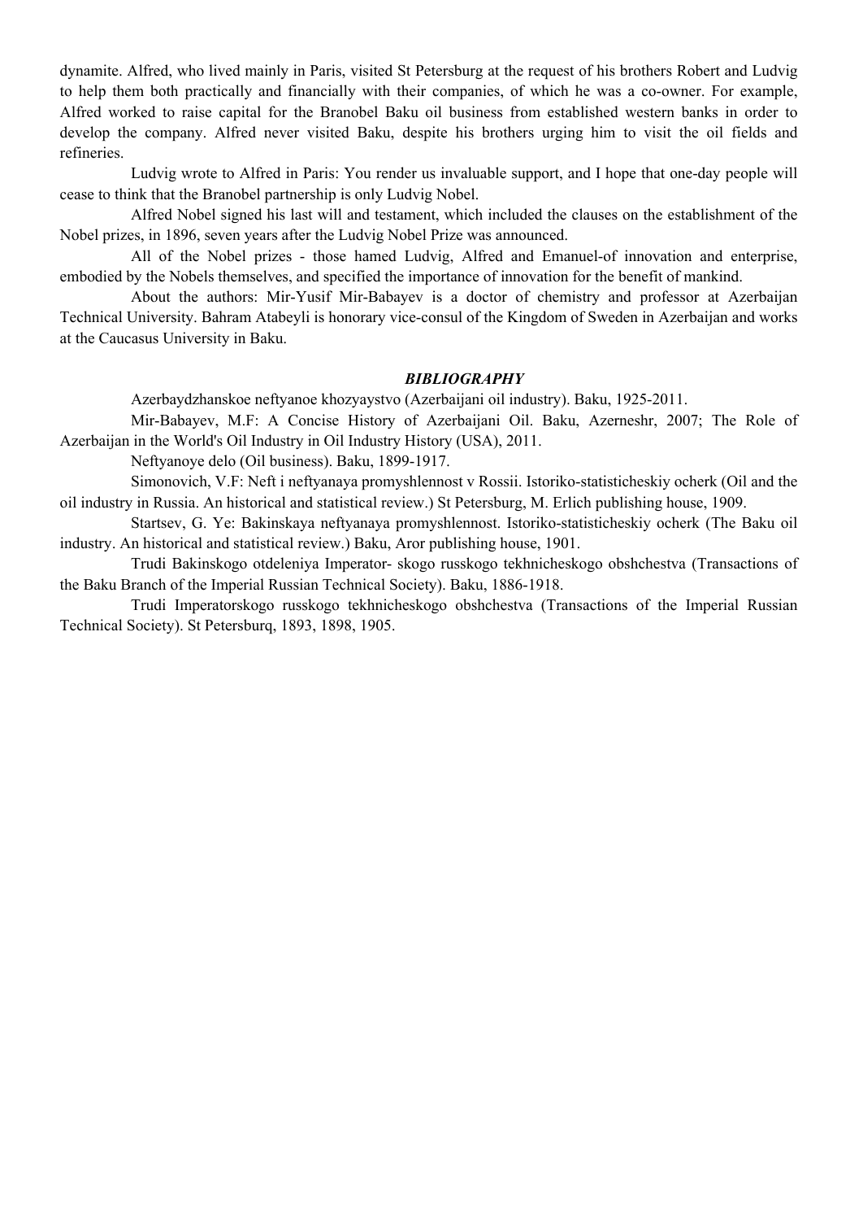dynamite. Alfred, who lived mainly in Paris, visited St Petersburg at the request of his brothers Robert and Ludvig to help them both practically and financially with their companies, of which he was a co-owner. For example, Alfred worked to raise capital for the Branobel Baku oil business from established western banks in order to develop the company. Alfred never visited Baku, despite his brothers urging him to visit the oil fields and refineries.

Ludvig wrote to Alfred in Paris: You render us invaluable support, and I hope that one-day people will cease to think that the Branobel partnership is only Ludvig Nobel.

Alfred Nobel signed his last will and testament, which included the clauses on the establishment of the Nobel prizes, in 1896, seven years after the Ludvig Nobel Prize was announced.

All of the Nobel prizes - those hamed Ludvig, Alfred and Emanuel-of innovation and enterprise, embodied by the Nobels themselves, and specified the importance of innovation for the benefit of mankind.

About the authors: Mir-Yusif Mir-Babayev is a doctor of chemistry and professor at Azerbaijan Technical University. Bahram Atabeyli is honorary vice-consul of the Kingdom of Sweden in Azerbaijan and works at the Caucasus University in Baku.

### *BIBLIOGRAPHY*

Azerbaydzhanskoe neftyanoe khozyaystvo (Azerbaijani oil industry). Baku, 1925-2011.

Mir-Babayev, M.F: A Concise History of Azerbaijani Oil. Baku, Azerneshr, 2007; The Role of Azerbaijan in the World's Oil Industry in Oil Industry History (USA), 2011.

Neftyanoye delo (Oil business). Baku, 1899-1917.

Simonovich, V.F: Neft i neftyanaya promyshlennost v Rossii. Istoriko-statisticheskiy ocherk (Oil and the oil industry in Russia. An historical and statistical review.) St Petersburg, M. Erlich publishing house, 1909.

Startsev, G. Ye: Bakinskaya neftyanaya promyshlennost. Istoriko-statisticheskiy ocherk (The Baku oil industry. An historical and statistical review.) Baku, Aror publishing house, 1901.

Trudi Bakinskogo otdeleniya Imperator- skogo russkogo tekhnicheskogo obshchestva (Transactions of the Baku Branch of the Imperial Russian Technical Society). Baku, 1886-1918.

Trudi Imperatorskogo russkogo tekhnicheskogo obshchestva (Transactions of the Imperial Russian Technical Society). St Petersburq, 1893, 1898, 1905.